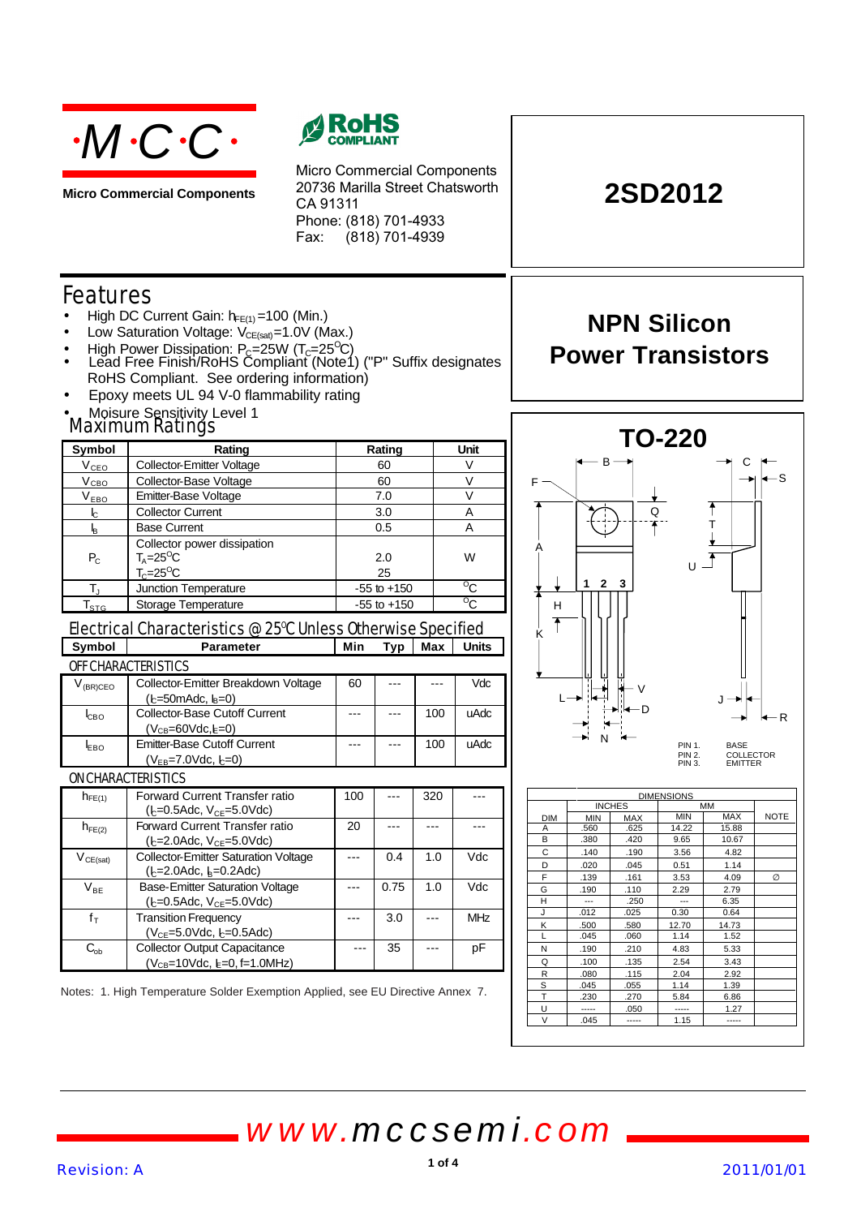**M·C·C**

**Micro Commercial Components**

RoHS COMPLIANT

Micro Commercial Components
20736 Marilla Street Chatsworth
CA 91311
Phone: (818) 701-4933
Fax: (818) 701-4939

# 2SD2012

## NPN Silicon Power Transistors

## Features

- High DC Current Gain: $h_{FE(1)}$=100 (Min.)
- Low Saturation Voltage: $V_{CE(sat)}$=1.0V (Max.)
- High Power Dissipation: $P_C$=25W ($T_C$=25°C)
- Lead Free Finish/RoHS Compliant (Note1) ("P" Suffix designates RoHS Compliant. See ordering information)
- Epoxy meets UL 94 V-0 flammability rating
- Moisure Sensitivity Level 1

## Maximum Ratings

| Symbol | Rating | Rating | Unit |
|---|---|---|---|
| $V_{CEO}$ | Collector-Emitter Voltage | 60 | V |
| $V_{CBO}$ | Collector-Base Voltage | 60 | V |
| $V_{EBO}$ | Emitter-Base Voltage | 7.0 | V |
| $I_C$ | Collector Current | 3.0 | A |
| $I_B$ | Base Current | 0.5 | A |
| $P_C$ | Collector power dissipation<br>$T_A$=25°C<br>$T_C$=25°C | <br>2.0<br>25 | W |
| $T_J$ | Junction Temperature | -55 to +150 | °C |
| $T_{STG}$ | Storage Temperature | -55 to +150 | °C |

## Electrical Characteristics @ 25°C Unless Otherwise Specified

| Symbol | Parameter | Min | Typ | Max | Units |
|---|---|---|---|---|---|
| **OFF CHARACTERISTICS** | | | | | |
| $V_{(BR)CEO}$ | Collector-Emitter Breakdown Voltage<br>($I_C$=50mAdc, $I_B$=0) | 60 | --- | --- | Vdc |
| $I_{CBO}$ | Collector-Base Cutoff Current<br>($V_{CB}$=60Vdc, $I_E$=0) | --- | --- | 100 | uAdc |
| $I_{EBO}$ | Emitter-Base Cutoff Current<br>($V_{EB}$=7.0Vdc, $I_C$=0) | --- | --- | 100 | uAdc |
| **ON CHARACTERISTICS** | | | | | |
| $h_{FE(1)}$ | Forward Current Transfer ratio<br>($I_C$=0.5Adc, $V_{CE}$=5.0Vdc) | 100 | --- | 320 | --- |
| $h_{FE(2)}$ | Forward Current Transfer ratio<br>($I_C$=2.0Adc, $V_{CE}$=5.0Vdc) | 20 | --- | --- | --- |
| $V_{CE(sat)}$ | Collector-Emitter Saturation Voltage<br>($I_C$=2.0Adc, $I_B$=0.2Adc) | --- | 0.4 | 1.0 | Vdc |
| $V_{BE}$ | Base-Emitter Saturation Voltage<br>($I_C$=0.5Adc, $V_{CE}$=5.0Vdc) | --- | 0.75 | 1.0 | Vdc |
| $f_T$ | Transition Frequency<br>($V_{CE}$=5.0Vdc, $I_C$=0.5Adc) | --- | 3.0 | --- | MHz |
| $C_{ob}$ | Collector Output Capacitance<br>($V_{CB}$=10Vdc, $I_E$=0, f=1.0MHz) | --- | 35 | --- | pF |

Notes: 1. High Temperature Solder Exemption Applied, see EU Directive Annex 7.

## TO-220

PIN 1. BASE
PIN 2. COLLECTOR
PIN 3. EMITTER

| DIM | INCHES MIN | INCHES MAX | MM MIN | MM MAX | NOTE |
|---|---|---|---|---|---|
| A | .560 | .625 | 14.22 | 15.88 | |
| B | .380 | .420 | 9.65 | 10.67 | |
| C | .140 | .190 | 3.56 | 4.82 | |
| D | .020 | .045 | 0.51 | 1.14 | |
| F | .139 | .161 | 3.53 | 4.09 | ∅ |
| G | .190 | .110 | 2.29 | 2.79 | |
| H | --- | .250 | --- | 6.35 | |
| J | .012 | .025 | 0.30 | 0.64 | |
| K | .500 | .580 | 12.70 | 14.73 | |
| L | .045 | .060 | 1.14 | 1.52 | |
| N | .190 | .210 | 4.83 | 5.33 | |
| Q | .100 | .135 | 2.54 | 3.43 | |
| R | .080 | .115 | 2.04 | 2.92 | |
| S | .045 | .055 | 1.14 | 1.39 | |
| T | .230 | .270 | 5.84 | 6.86 | |
| U | ----- | .050 | ----- | 1.27 | |
| V | .045 | ----- | 1.15 | ----- | |

*www.mccsemi.com*

Revision: A 2011/01/01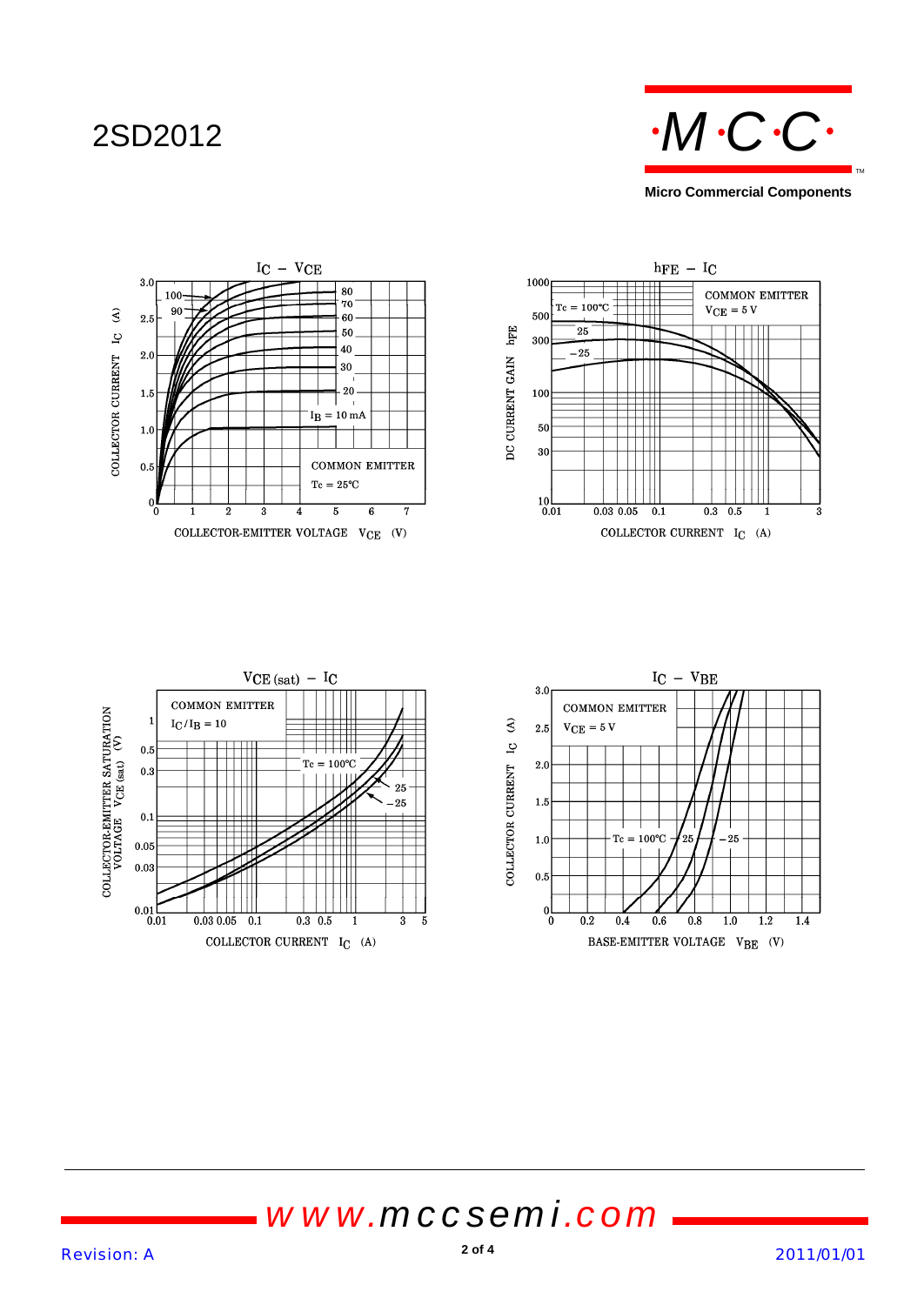# 2SD2012

Micro Commercial Components

## $I_C$ − $V_{CE}$

COMMON EMITTER
Tc = 25°C

$I_B$ = 10 mA, 20, 30, 40, 50, 60, 70, 80, 90, 100

COLLECTOR CURRENT $I_C$ (A)

COLLECTOR-EMITTER VOLTAGE $V_{CE}$ (V)

## $h_{FE}$ − $I_C$

COMMON EMITTER
$V_{CE}$ = 5 V

Tc = 100°C, 25, −25

DC CURRENT GAIN $h_{FE}$

COLLECTOR CURRENT $I_C$ (A)

## $V_{CE\ (sat)}$ − $I_C$

COMMON EMITTER
$I_C/I_B$ = 10

Tc = 100°C, 25, −25

COLLECTOR-EMITTER SATURATION VOLTAGE $V_{CE\ (sat)}$ (V)

COLLECTOR CURRENT $I_C$ (A)

## $I_C$ − $V_{BE}$

COMMON EMITTER
$V_{CE}$ = 5 V

Tc = 100°C, 25, −25

COLLECTOR CURRENT $I_C$ (A)

BASE-EMITTER VOLTAGE $V_{BE}$ (V)

www.mccsemi.com

Revision: A

2011/01/01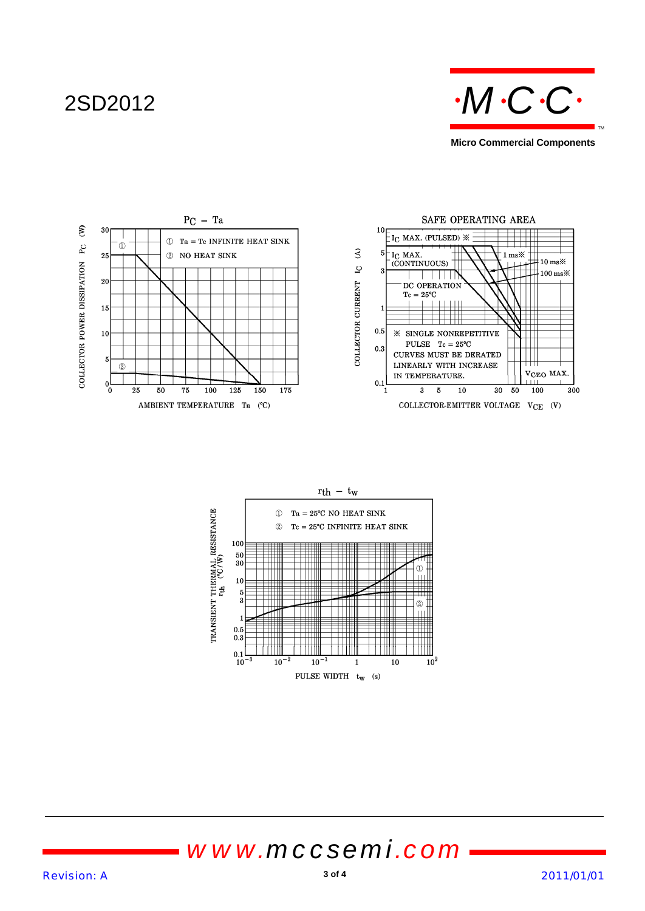# 2SD2012

## $P_C$ − Ta

COLLECTOR POWER DISSIPATION $P_C$ (W)

① Ta = Tc INFINITE HEAT SINK

② NO HEAT SINK

AMBIENT TEMPERATURE Ta (℃)

## SAFE OPERATING AREA

COLLECTOR CURRENT $I_C$ (A)

$I_C$ MAX. (PULSED) ※

$I_C$ MAX. (CONTINUOUS)

1 ms※

10 ms※

100 ms※

DC OPERATION Tc = 25℃

※ SINGLE NONREPETITIVE PULSE Tc = 25℃ CURVES MUST BE DERATED LINEARLY WITH INCREASE IN TEMPERATURE.

$V_{CEO}$ MAX.

COLLECTOR-EMITTER VOLTAGE $V_{CE}$ (V)

## $r_{th}$ − $t_w$

TRANSIENT THERMAL RESISTANCE $r_{th}$ (℃/W)

① Ta = 25℃ NO HEAT SINK

② Tc = 25℃ INFINITE HEAT SINK

PULSE WIDTH $t_w$ (s)

www.mccsemi.com

Revision: A

2011/01/01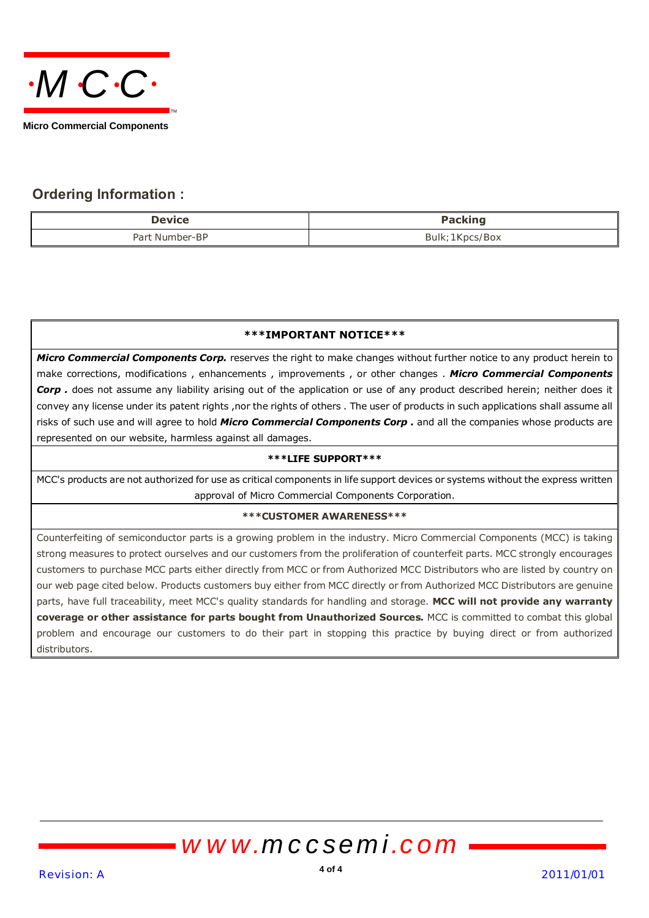**Micro Commercial Components**

## Ordering Information :

| Device | Packing |
|---|---|
| Part Number-BP | Bulk;1Kpcs/Box |

### ***IMPORTANT NOTICE***

***Micro Commercial Components Corp.*** reserves the right to make changes without further notice to any product herein to make corrections, modifications , enhancements , improvements , or other changes . ***Micro Commercial Components Corp .*** does not assume any liability arising out of the application or use of any product described herein; neither does it convey any license under its patent rights ,nor the rights of others . The user of products in such applications shall assume all risks of such use and will agree to hold ***Micro Commercial Components Corp .*** and all the companies whose products are represented on our website, harmless against all damages.

### ***LIFE SUPPORT***

MCC's products are not authorized for use as critical components in life support devices or systems without the express written approval of Micro Commercial Components Corporation.

### ***CUSTOMER AWARENESS***

Counterfeiting of semiconductor parts is a growing problem in the industry. Micro Commercial Components (MCC) is taking strong measures to protect ourselves and our customers from the proliferation of counterfeit parts. MCC strongly encourages customers to purchase MCC parts either directly from MCC or from Authorized MCC Distributors who are listed by country on our web page cited below. Products customers buy either from MCC directly or from Authorized MCC Distributors are genuine parts, have full traceability, meet MCC's quality standards for handling and storage. **MCC will not provide any warranty coverage or other assistance for parts bought from Unauthorized Sources.** MCC is committed to combat this global problem and encourage our customers to do their part in stopping this practice by buying direct or from authorized distributors.